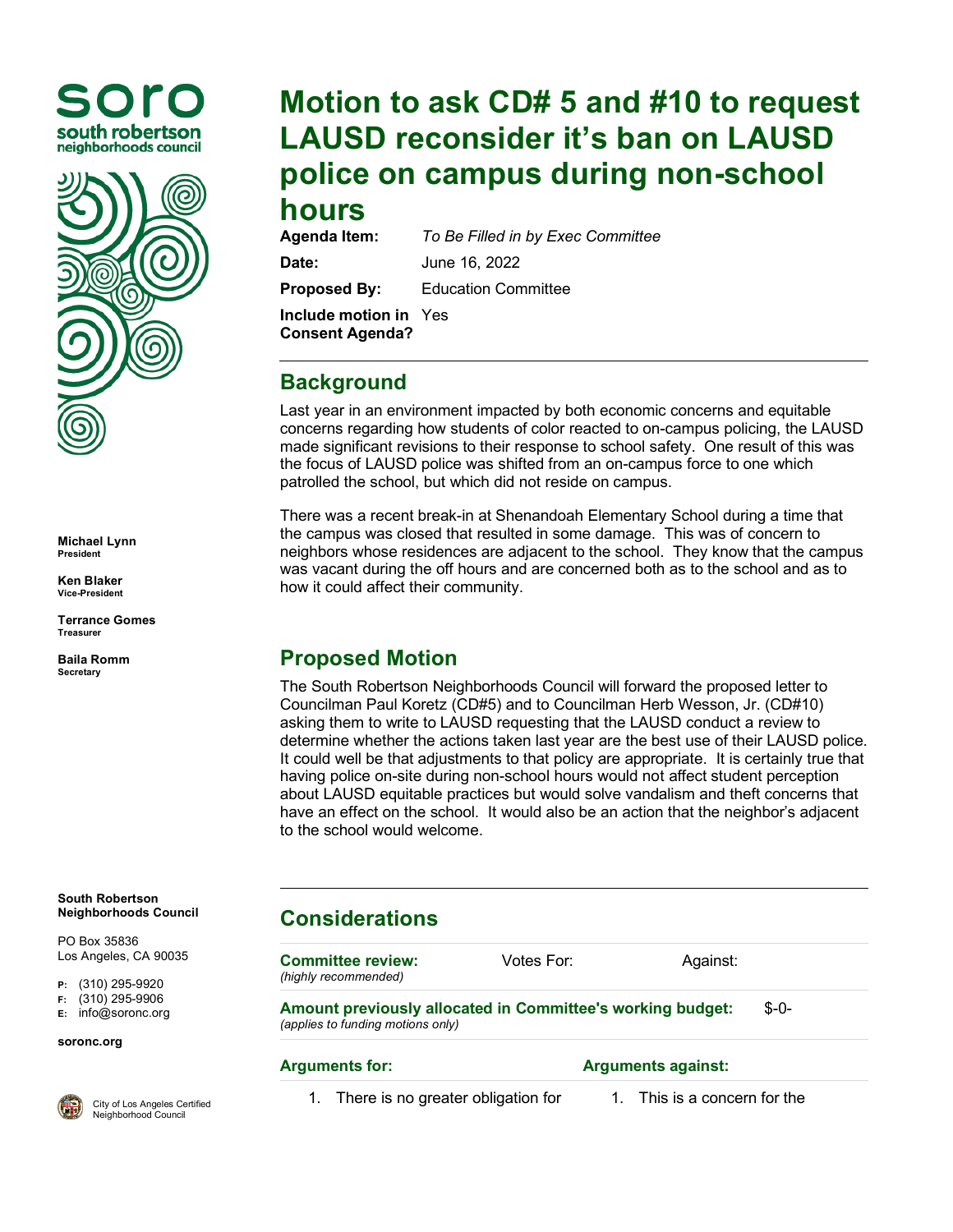# Motion to ask CD# 5 and #10 to request LAUSD reconsider it's ban on LAUSD police on campus during non-school hours

**Agenda Item:** *To Be Filled in by Exec Committee*

**Date:** June 16, 2022

**Proposed By:** Education Committee

**Include motion in Consent Agenda?** Yes

---

## Background

Last year in an environment impacted by both economic concerns and equitable concerns regarding how students of color reacted to on-campus policing, the LAUSD made significant revisions to their response to school safety. One result of this was the focus of LAUSD police was shifted from an on-campus force to one which patrolled the school, but which did not reside on campus.

There was a recent break-in at Shenandoah Elementary School during a time that the campus was closed that resulted in some damage. This was of concern to neighbors whose residences are adjacent to the school. They know that the campus was vacant during the off hours and are concerned both as to the school and as to how it could affect their community.

## Proposed Motion

The South Robertson Neighborhoods Council will forward the proposed letter to Councilman Paul Koretz (CD#5) and to Councilman Herb Wesson, Jr. (CD#10) asking them to write to LAUSD requesting that the LAUSD conduct a review to determine whether the actions taken last year are the best use of their LAUSD police. It could well be that adjustments to that policy are appropriate. It is certainly true that having police on-site during non-school hours would not affect student perception about LAUSD equitable practices but would solve vandalism and theft concerns that have an effect on the school. It would also be an action that the neighbor's adjacent to the school would welcome.

---

## Considerations

| **Committee review:** *(highly recommended)* | Votes For: | Against: |
|---|---|---|

**Amount previously allocated in Committee's working budget:** $-0-
*(applies to funding motions only)*

| **Arguments for:** | **Arguments against:** |
|---|---|
| 1. There is no greater obligation for | 1. This is a concern for the |

**South Robertson Neighborhoods Council**

PO Box 35836
Los Angeles, CA 90035

**P:** (310) 295-9920
**F:** (310) 295-9906
**E:** info@soronc.org

**soronc.org**

City of Los Angeles Certified Neighborhood Council

**Michael Lynn** President

**Ken Blaker** Vice-President

**Terrance Gomes** Treasurer

**Baila Romm** Secretary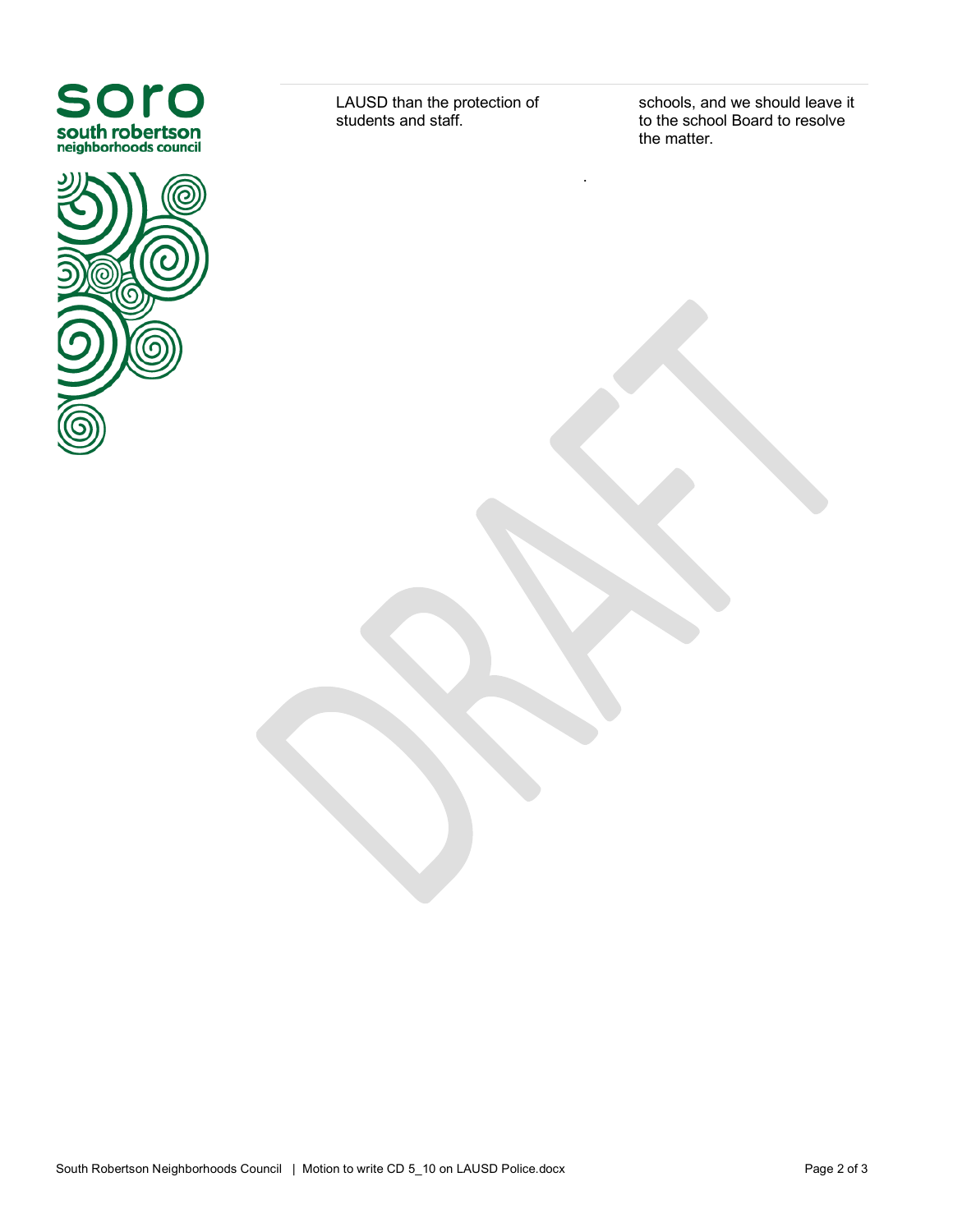LAUSD than the protection of students and staff.

schools, and we should leave it to the school Board to resolve the matter.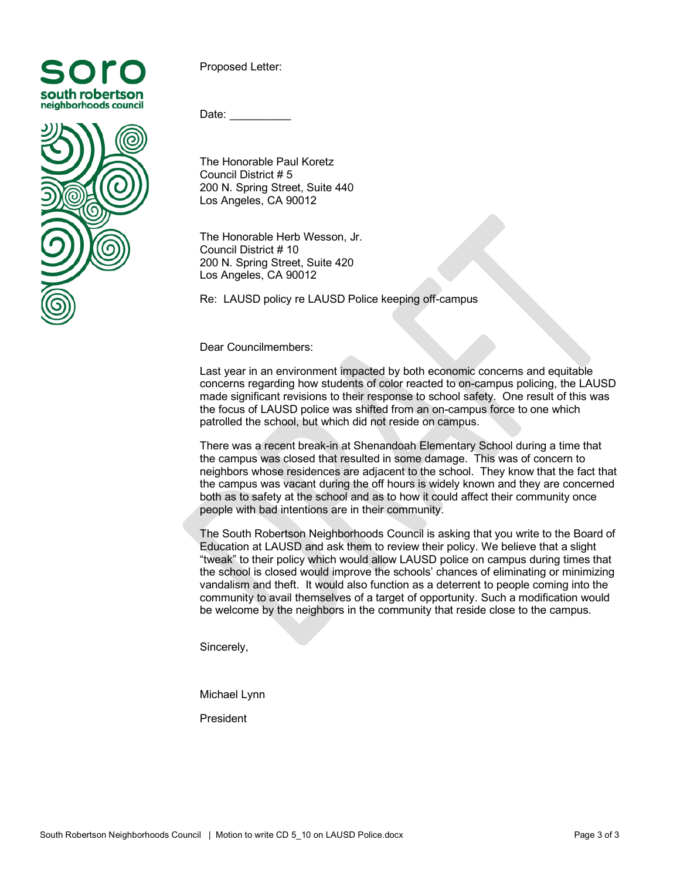soro
south robertson
neighborhoods council

Proposed Letter:

Date: __________

The Honorable Paul Koretz
Council District # 5
200 N. Spring Street, Suite 440
Los Angeles, CA 90012

The Honorable Herb Wesson, Jr.
Council District # 10
200 N. Spring Street, Suite 420
Los Angeles, CA 90012

Re: LAUSD policy re LAUSD Police keeping off-campus

Dear Councilmembers:

Last year in an environment impacted by both economic concerns and equitable concerns regarding how students of color reacted to on-campus policing, the LAUSD made significant revisions to their response to school safety. One result of this was the focus of LAUSD police was shifted from an on-campus force to one which patrolled the school, but which did not reside on campus.

There was a recent break-in at Shenandoah Elementary School during a time that the campus was closed that resulted in some damage. This was of concern to neighbors whose residences are adjacent to the school. They know that the fact that the campus was vacant during the off hours is widely known and they are concerned both as to safety at the school and as to how it could affect their community once people with bad intentions are in their community.

The South Robertson Neighborhoods Council is asking that you write to the Board of Education at LAUSD and ask them to review their policy. We believe that a slight "tweak" to their policy which would allow LAUSD police on campus during times that the school is closed would improve the schools' chances of eliminating or minimizing vandalism and theft. It would also function as a deterrent to people coming into the community to avail themselves of a target of opportunity. Such a modification would be welcome by the neighbors in the community that reside close to the campus.

Sincerely,

Michael Lynn

President